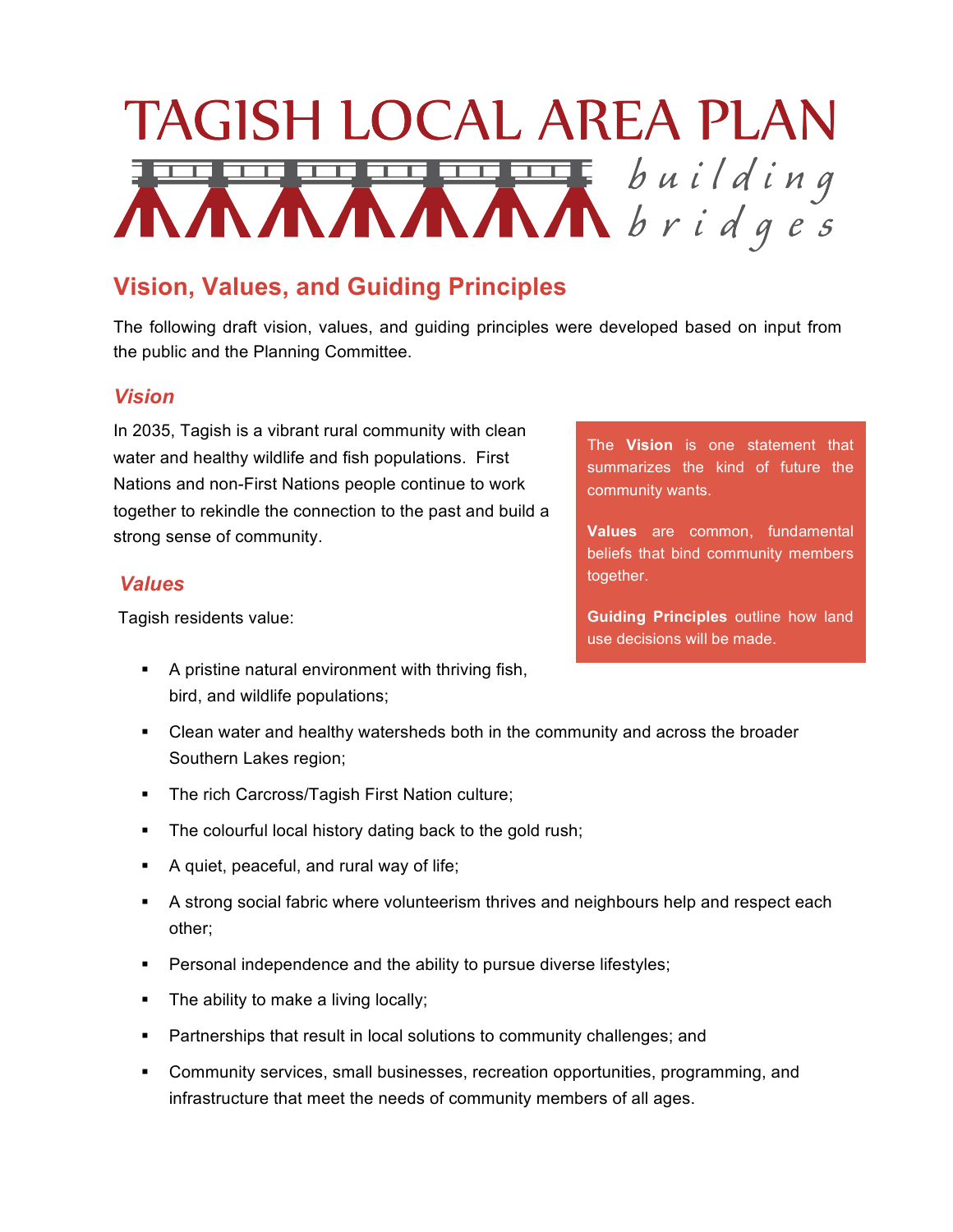# TAGISH LOCAL AREA PLAN

*building bridges*

## Vision, Values, and Guiding Principles

The following draft vision, values, and guiding principles were developed based on input from the public and the Planning Committee.

### *Vision*

In 2035, Tagish is a vibrant rural community with clean water and healthy wildlife and fish populations. First Nations and non-First Nations people continue to work together to rekindle the connection to the past and build a strong sense of community.

> The **Vision** is one statement that summarizes the kind of future the community wants.
>
> **Values** are common, fundamental beliefs that bind community members together.
>
> **Guiding Principles** outline how land use decisions will be made.

### *Values*

Tagish residents value:

- A pristine natural environment with thriving fish, bird, and wildlife populations;
- Clean water and healthy watersheds both in the community and across the broader Southern Lakes region;
- The rich Carcross/Tagish First Nation culture;
- The colourful local history dating back to the gold rush;
- A quiet, peaceful, and rural way of life;
- A strong social fabric where volunteerism thrives and neighbours help and respect each other;
- Personal independence and the ability to pursue diverse lifestyles;
- The ability to make a living locally;
- Partnerships that result in local solutions to community challenges; and
- Community services, small businesses, recreation opportunities, programming, and infrastructure that meet the needs of community members of all ages.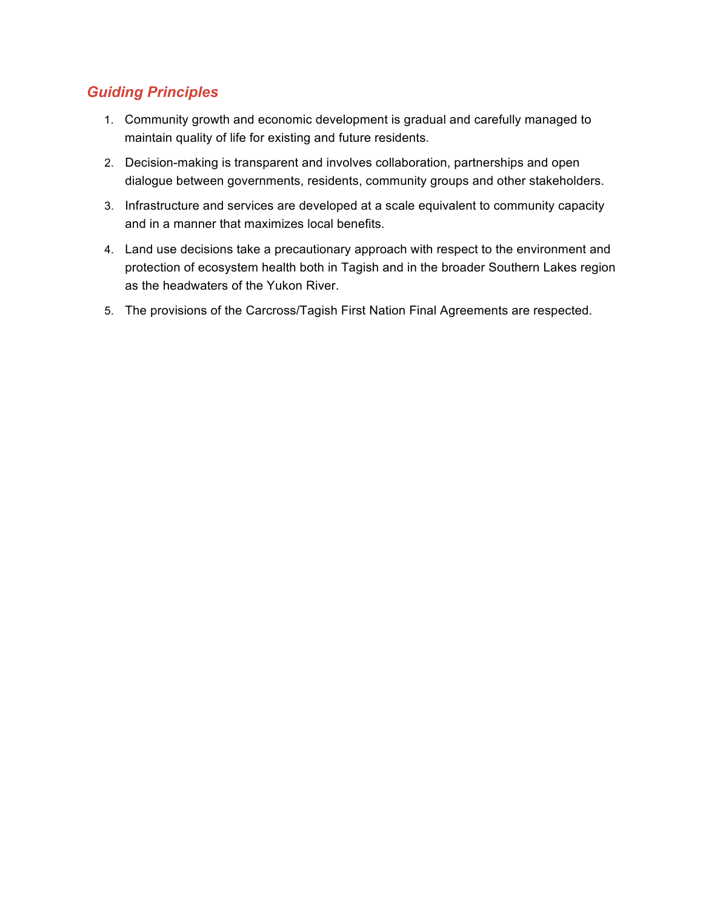## *Guiding Principles*

1. Community growth and economic development is gradual and carefully managed to maintain quality of life for existing and future residents.
2. Decision-making is transparent and involves collaboration, partnerships and open dialogue between governments, residents, community groups and other stakeholders.
3. Infrastructure and services are developed at a scale equivalent to community capacity and in a manner that maximizes local benefits.
4. Land use decisions take a precautionary approach with respect to the environment and protection of ecosystem health both in Tagish and in the broader Southern Lakes region as the headwaters of the Yukon River.
5. The provisions of the Carcross/Tagish First Nation Final Agreements are respected.